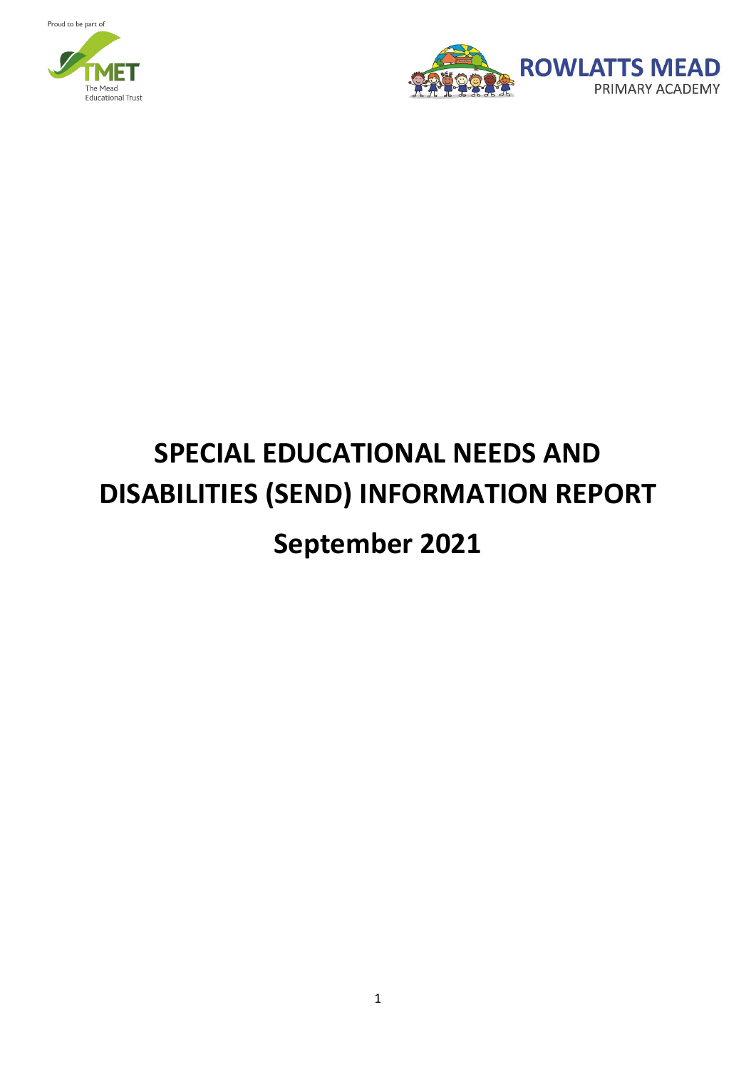Proud to be part of

TMET
The Mead
Educational Trust

ROWLATTS MEAD
PRIMARY ACADEMY

# SPECIAL EDUCATIONAL NEEDS AND DISABILITIES (SEND) INFORMATION REPORT

# September 2021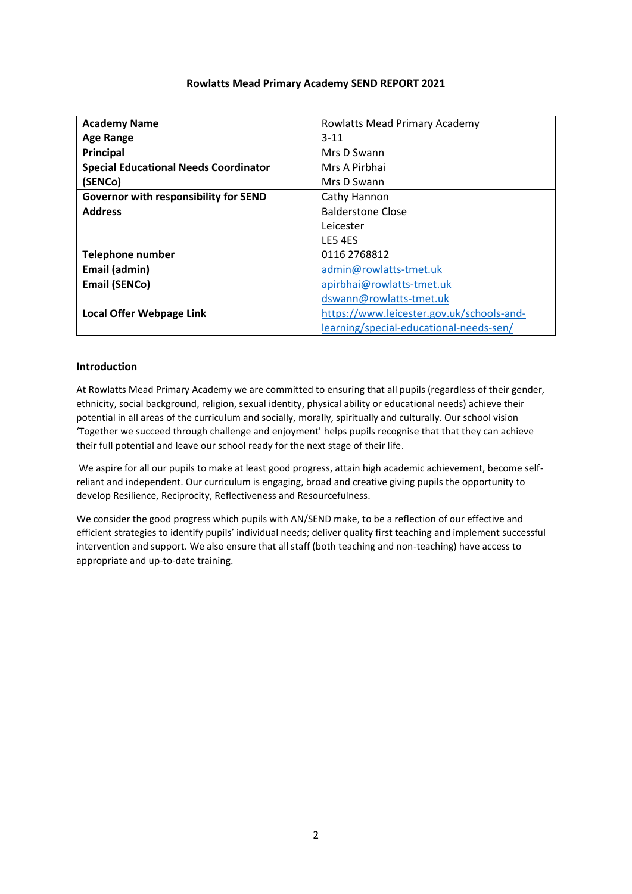**Rowlatts Mead Primary Academy SEND REPORT 2021**

| **Academy Name** | Rowlatts Mead Primary Academy |
|---|---|
| **Age Range** | 3-11 |
| **Principal** | Mrs D Swann |
| **Special Educational Needs Coordinator (SENCo)** | Mrs A Pirbhai<br>Mrs D Swann |
| **Governor with responsibility for SEND** | Cathy Hannon |
| **Address** | Balderstone Close<br>Leicester<br>LE5 4ES |
| **Telephone number** | 0116 2768812 |
| **Email (admin)** | admin@rowlatts-tmet.uk |
| **Email (SENCo)** | apirbhai@rowlatts-tmet.uk<br>dswann@rowlatts-tmet.uk |
| **Local Offer Webpage Link** | https://www.leicester.gov.uk/schools-and-learning/special-educational-needs-sen/ |

**Introduction**

At Rowlatts Mead Primary Academy we are committed to ensuring that all pupils (regardless of their gender, ethnicity, social background, religion, sexual identity, physical ability or educational needs) achieve their potential in all areas of the curriculum and socially, morally, spiritually and culturally. Our school vision 'Together we succeed through challenge and enjoyment' helps pupils recognise that that they can achieve their full potential and leave our school ready for the next stage of their life.

We aspire for all our pupils to make at least good progress, attain high academic achievement, become self-reliant and independent. Our curriculum is engaging, broad and creative giving pupils the opportunity to develop Resilience, Reciprocity, Reflectiveness and Resourcefulness.

We consider the good progress which pupils with AN/SEND make, to be a reflection of our effective and efficient strategies to identify pupils' individual needs; deliver quality first teaching and implement successful intervention and support. We also ensure that all staff (both teaching and non-teaching) have access to appropriate and up-to-date training.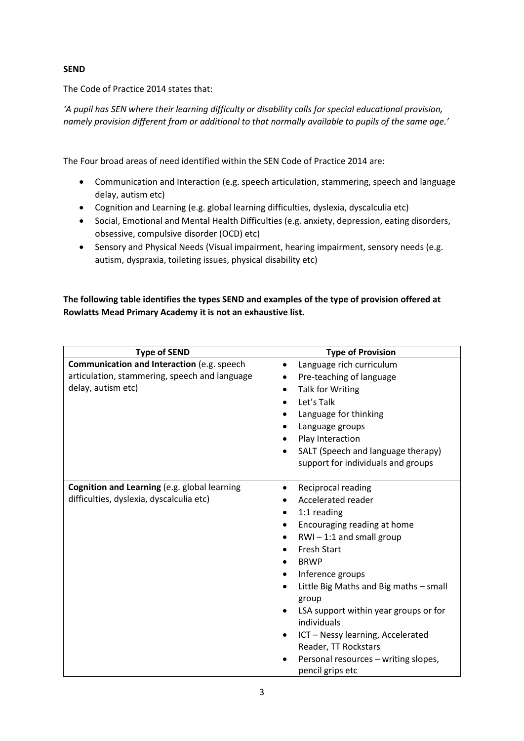**SEND**

The Code of Practice 2014 states that:

*'A pupil has SEN where their learning difficulty or disability calls for special educational provision, namely provision different from or additional to that normally available to pupils of the same age.'*

The Four broad areas of need identified within the SEN Code of Practice 2014 are:

- Communication and Interaction (e.g. speech articulation, stammering, speech and language delay, autism etc)
- Cognition and Learning (e.g. global learning difficulties, dyslexia, dyscalculia etc)
- Social, Emotional and Mental Health Difficulties (e.g. anxiety, depression, eating disorders, obsessive, compulsive disorder (OCD) etc)
- Sensory and Physical Needs (Visual impairment, hearing impairment, sensory needs (e.g. autism, dyspraxia, toileting issues, physical disability etc)

**The following table identifies the types SEND and examples of the type of provision offered at Rowlatts Mead Primary Academy it is not an exhaustive list.**

| Type of SEND | Type of Provision |
| --- | --- |
| **Communication and Interaction** (e.g. speech articulation, stammering, speech and language delay, autism etc) | • Language rich curriculum<br>• Pre-teaching of language<br>• Talk for Writing<br>• Let's Talk<br>• Language for thinking<br>• Language groups<br>• Play Interaction<br>• SALT (Speech and language therapy) support for individuals and groups |
| **Cognition and Learning** (e.g. global learning difficulties, dyslexia, dyscalculia etc) | • Reciprocal reading<br>• Accelerated reader<br>• 1:1 reading<br>• Encouraging reading at home<br>• RWI – 1:1 and small group<br>• Fresh Start<br>• BRWP<br>• Inference groups<br>• Little Big Maths and Big maths – small group<br>• LSA support within year groups or for individuals<br>• ICT – Nessy learning, Accelerated Reader, TT Rockstars<br>• Personal resources – writing slopes, pencil grips etc |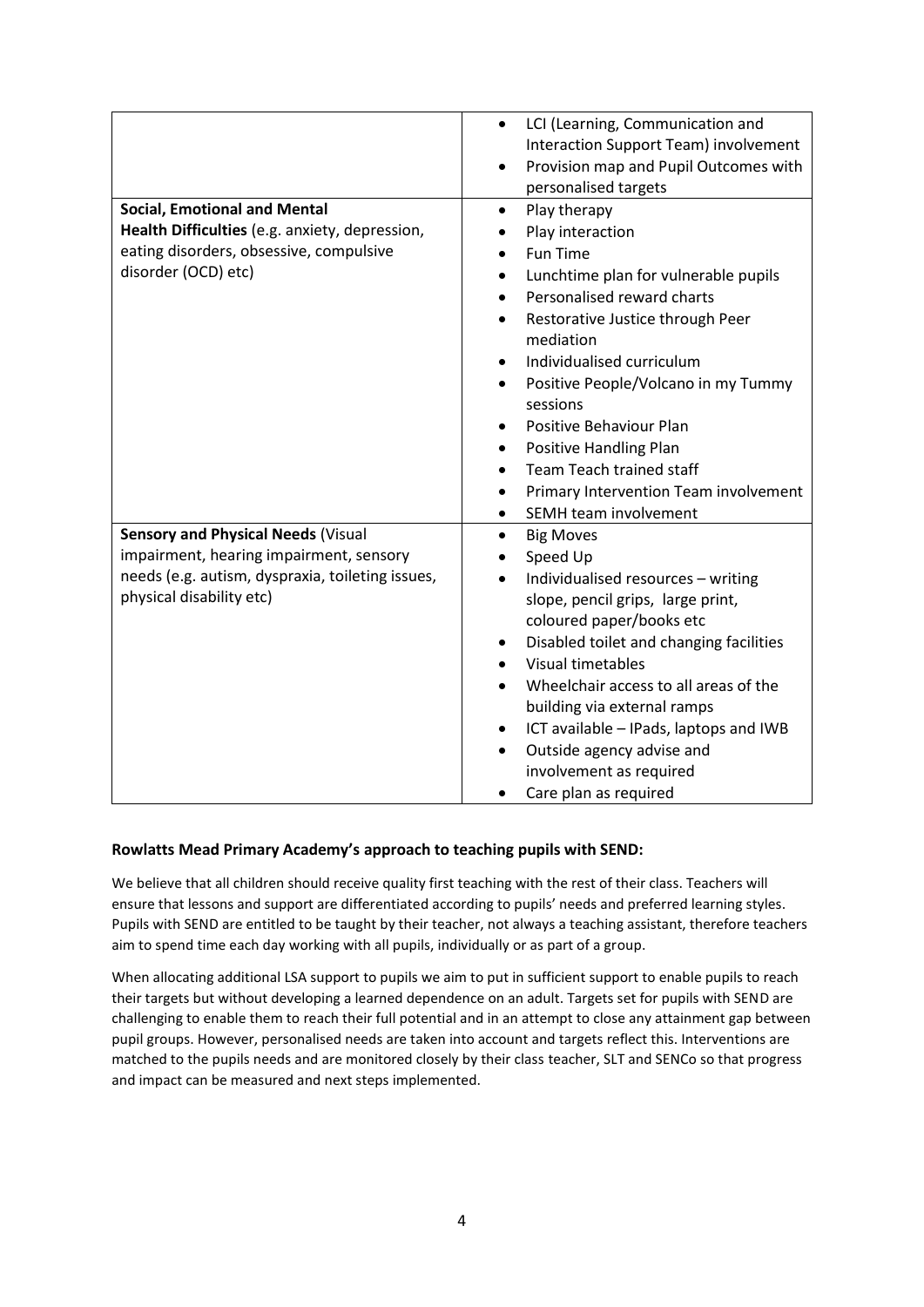| | |
|---|---|
| | • LCI (Learning, Communication and Interaction Support Team) involvement<br>• Provision map and Pupil Outcomes with personalised targets |
| **Social, Emotional and Mental Health Difficulties** (e.g. anxiety, depression, eating disorders, obsessive, compulsive disorder (OCD) etc) | • Play therapy<br>• Play interaction<br>• Fun Time<br>• Lunchtime plan for vulnerable pupils<br>• Personalised reward charts<br>• Restorative Justice through Peer mediation<br>• Individualised curriculum<br>• Positive People/Volcano in my Tummy sessions<br>• Positive Behaviour Plan<br>• Positive Handling Plan<br>• Team Teach trained staff<br>• Primary Intervention Team involvement<br>• SEMH team involvement |
| **Sensory and Physical Needs** (Visual impairment, hearing impairment, sensory needs (e.g. autism, dyspraxia, toileting issues, physical disability etc) | • Big Moves<br>• Speed Up<br>• Individualised resources – writing slope, pencil grips, large print, coloured paper/books etc<br>• Disabled toilet and changing facilities<br>• Visual timetables<br>• Wheelchair access to all areas of the building via external ramps<br>• ICT available – IPads, laptops and IWB<br>• Outside agency advise and involvement as required<br>• Care plan as required |

**Rowlatts Mead Primary Academy's approach to teaching pupils with SEND:**

We believe that all children should receive quality first teaching with the rest of their class. Teachers will ensure that lessons and support are differentiated according to pupils' needs and preferred learning styles. Pupils with SEND are entitled to be taught by their teacher, not always a teaching assistant, therefore teachers aim to spend time each day working with all pupils, individually or as part of a group.

When allocating additional LSA support to pupils we aim to put in sufficient support to enable pupils to reach their targets but without developing a learned dependence on an adult. Targets set for pupils with SEND are challenging to enable them to reach their full potential and in an attempt to close any attainment gap between pupil groups. However, personalised needs are taken into account and targets reflect this. Interventions are matched to the pupils needs and are monitored closely by their class teacher, SLT and SENCo so that progress and impact can be measured and next steps implemented.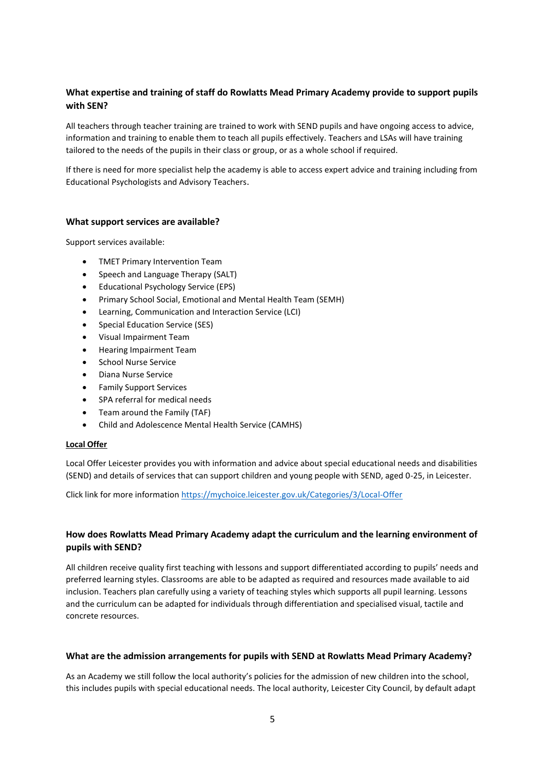### What expertise and training of staff do Rowlatts Mead Primary Academy provide to support pupils with SEN?

All teachers through teacher training are trained to work with SEND pupils and have ongoing access to advice, information and training to enable them to teach all pupils effectively. Teachers and LSAs will have training tailored to the needs of the pupils in their class or group, or as a whole school if required.

If there is need for more specialist help the academy is able to access expert advice and training including from Educational Psychologists and Advisory Teachers.

### What support services are available?

Support services available:

- TMET Primary Intervention Team
- Speech and Language Therapy (SALT)
- Educational Psychology Service (EPS)
- Primary School Social, Emotional and Mental Health Team (SEMH)
- Learning, Communication and Interaction Service (LCI)
- Special Education Service (SES)
- Visual Impairment Team
- Hearing Impairment Team
- School Nurse Service
- Diana Nurse Service
- Family Support Services
- SPA referral for medical needs
- Team around the Family (TAF)
- Child and Adolescence Mental Health Service (CAMHS)

**Local Offer**

Local Offer Leicester provides you with information and advice about special educational needs and disabilities (SEND) and details of services that can support children and young people with SEND, aged 0-25, in Leicester.

Click link for more information https://mychoice.leicester.gov.uk/Categories/3/Local-Offer

### How does Rowlatts Mead Primary Academy adapt the curriculum and the learning environment of pupils with SEND?

All children receive quality first teaching with lessons and support differentiated according to pupils' needs and preferred learning styles. Classrooms are able to be adapted as required and resources made available to aid inclusion. Teachers plan carefully using a variety of teaching styles which supports all pupil learning. Lessons and the curriculum can be adapted for individuals through differentiation and specialised visual, tactile and concrete resources.

### What are the admission arrangements for pupils with SEND at Rowlatts Mead Primary Academy?

As an Academy we still follow the local authority's policies for the admission of new children into the school, this includes pupils with special educational needs. The local authority, Leicester City Council, by default adapt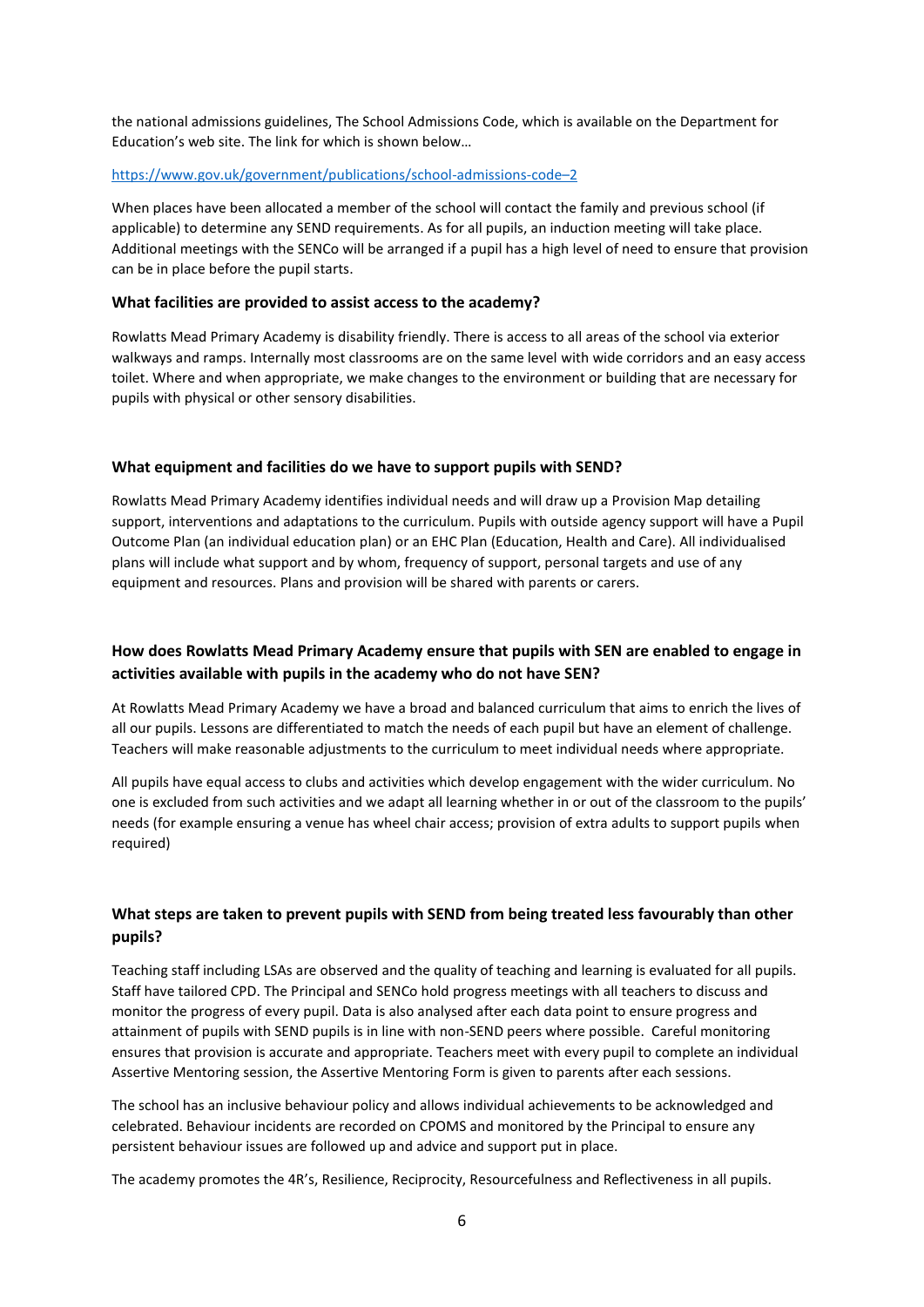the national admissions guidelines, The School Admissions Code, which is available on the Department for Education's web site. The link for which is shown below…

https://www.gov.uk/government/publications/school-admissions-code–2

When places have been allocated a member of the school will contact the family and previous school (if applicable) to determine any SEND requirements. As for all pupils, an induction meeting will take place. Additional meetings with the SENCo will be arranged if a pupil has a high level of need to ensure that provision can be in place before the pupil starts.

### What facilities are provided to assist access to the academy?

Rowlatts Mead Primary Academy is disability friendly. There is access to all areas of the school via exterior walkways and ramps. Internally most classrooms are on the same level with wide corridors and an easy access toilet. Where and when appropriate, we make changes to the environment or building that are necessary for pupils with physical or other sensory disabilities.

### What equipment and facilities do we have to support pupils with SEND?

Rowlatts Mead Primary Academy identifies individual needs and will draw up a Provision Map detailing support, interventions and adaptations to the curriculum. Pupils with outside agency support will have a Pupil Outcome Plan (an individual education plan) or an EHC Plan (Education, Health and Care). All individualised plans will include what support and by whom, frequency of support, personal targets and use of any equipment and resources. Plans and provision will be shared with parents or carers.

### How does Rowlatts Mead Primary Academy ensure that pupils with SEN are enabled to engage in activities available with pupils in the academy who do not have SEN?

At Rowlatts Mead Primary Academy we have a broad and balanced curriculum that aims to enrich the lives of all our pupils. Lessons are differentiated to match the needs of each pupil but have an element of challenge. Teachers will make reasonable adjustments to the curriculum to meet individual needs where appropriate.

All pupils have equal access to clubs and activities which develop engagement with the wider curriculum. No one is excluded from such activities and we adapt all learning whether in or out of the classroom to the pupils' needs (for example ensuring a venue has wheel chair access; provision of extra adults to support pupils when required)

### What steps are taken to prevent pupils with SEND from being treated less favourably than other pupils?

Teaching staff including LSAs are observed and the quality of teaching and learning is evaluated for all pupils. Staff have tailored CPD. The Principal and SENCo hold progress meetings with all teachers to discuss and monitor the progress of every pupil. Data is also analysed after each data point to ensure progress and attainment of pupils with SEND pupils is in line with non-SEND peers where possible. Careful monitoring ensures that provision is accurate and appropriate. Teachers meet with every pupil to complete an individual Assertive Mentoring session, the Assertive Mentoring Form is given to parents after each sessions.

The school has an inclusive behaviour policy and allows individual achievements to be acknowledged and celebrated. Behaviour incidents are recorded on CPOMS and monitored by the Principal to ensure any persistent behaviour issues are followed up and advice and support put in place.

The academy promotes the 4R's, Resilience, Reciprocity, Resourcefulness and Reflectiveness in all pupils.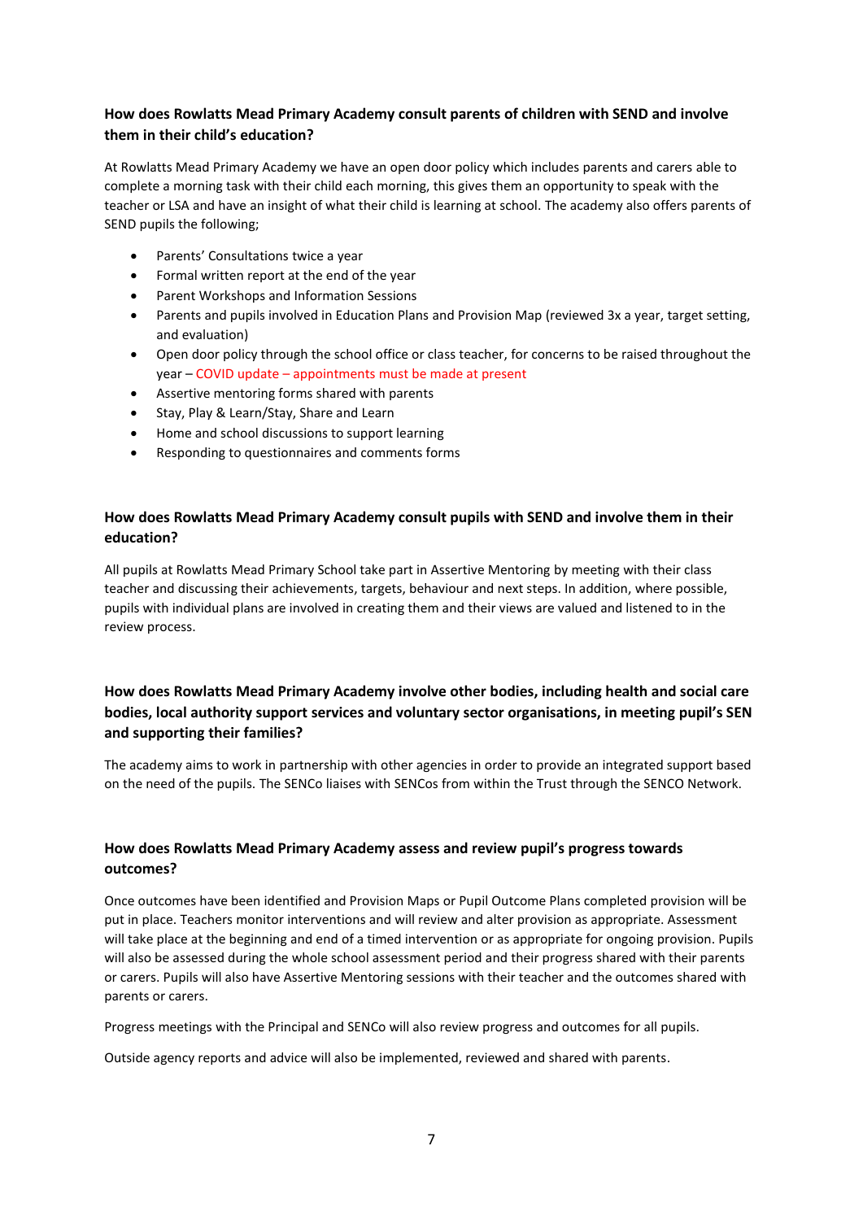### How does Rowlatts Mead Primary Academy consult parents of children with SEND and involve them in their child's education?

At Rowlatts Mead Primary Academy we have an open door policy which includes parents and carers able to complete a morning task with their child each morning, this gives them an opportunity to speak with the teacher or LSA and have an insight of what their child is learning at school. The academy also offers parents of SEND pupils the following;

- Parents' Consultations twice a year
- Formal written report at the end of the year
- Parent Workshops and Information Sessions
- Parents and pupils involved in Education Plans and Provision Map (reviewed 3x a year, target setting, and evaluation)
- Open door policy through the school office or class teacher, for concerns to be raised throughout the year – COVID update – appointments must be made at present
- Assertive mentoring forms shared with parents
- Stay, Play & Learn/Stay, Share and Learn
- Home and school discussions to support learning
- Responding to questionnaires and comments forms

### How does Rowlatts Mead Primary Academy consult pupils with SEND and involve them in their education?

All pupils at Rowlatts Mead Primary School take part in Assertive Mentoring by meeting with their class teacher and discussing their achievements, targets, behaviour and next steps. In addition, where possible, pupils with individual plans are involved in creating them and their views are valued and listened to in the review process.

### How does Rowlatts Mead Primary Academy involve other bodies, including health and social care bodies, local authority support services and voluntary sector organisations, in meeting pupil's SEN and supporting their families?

The academy aims to work in partnership with other agencies in order to provide an integrated support based on the need of the pupils. The SENCo liaises with SENCos from within the Trust through the SENCO Network.

### How does Rowlatts Mead Primary Academy assess and review pupil's progress towards outcomes?

Once outcomes have been identified and Provision Maps or Pupil Outcome Plans completed provision will be put in place. Teachers monitor interventions and will review and alter provision as appropriate. Assessment will take place at the beginning and end of a timed intervention or as appropriate for ongoing provision. Pupils will also be assessed during the whole school assessment period and their progress shared with their parents or carers. Pupils will also have Assertive Mentoring sessions with their teacher and the outcomes shared with parents or carers.

Progress meetings with the Principal and SENCo will also review progress and outcomes for all pupils.

Outside agency reports and advice will also be implemented, reviewed and shared with parents.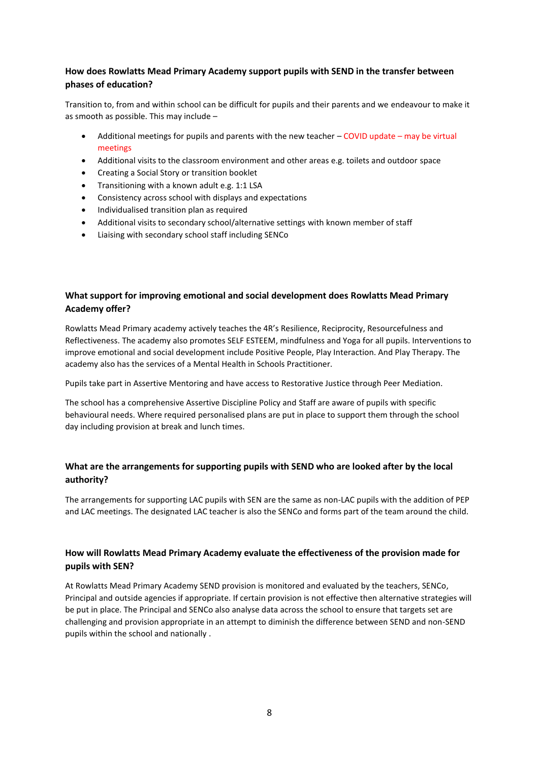**How does Rowlatts Mead Primary Academy support pupils with SEND in the transfer between phases of education?**

Transition to, from and within school can be difficult for pupils and their parents and we endeavour to make it as smooth as possible. This may include –

- Additional meetings for pupils and parents with the new teacher – COVID update – may be virtual meetings
- Additional visits to the classroom environment and other areas e.g. toilets and outdoor space
- Creating a Social Story or transition booklet
- Transitioning with a known adult e.g. 1:1 LSA
- Consistency across school with displays and expectations
- Individualised transition plan as required
- Additional visits to secondary school/alternative settings with known member of staff
- Liaising with secondary school staff including SENCo

**What support for improving emotional and social development does Rowlatts Mead Primary Academy offer?**

Rowlatts Mead Primary academy actively teaches the 4R's Resilience, Reciprocity, Resourcefulness and Reflectiveness. The academy also promotes SELF ESTEEM, mindfulness and Yoga for all pupils. Interventions to improve emotional and social development include Positive People, Play Interaction. And Play Therapy. The academy also has the services of a Mental Health in Schools Practitioner.

Pupils take part in Assertive Mentoring and have access to Restorative Justice through Peer Mediation.

The school has a comprehensive Assertive Discipline Policy and Staff are aware of pupils with specific behavioural needs. Where required personalised plans are put in place to support them through the school day including provision at break and lunch times.

**What are the arrangements for supporting pupils with SEND who are looked after by the local authority?**

The arrangements for supporting LAC pupils with SEN are the same as non-LAC pupils with the addition of PEP and LAC meetings. The designated LAC teacher is also the SENCo and forms part of the team around the child.

**How will Rowlatts Mead Primary Academy evaluate the effectiveness of the provision made for pupils with SEN?**

At Rowlatts Mead Primary Academy SEND provision is monitored and evaluated by the teachers, SENCo, Principal and outside agencies if appropriate. If certain provision is not effective then alternative strategies will be put in place. The Principal and SENCo also analyse data across the school to ensure that targets set are challenging and provision appropriate in an attempt to diminish the difference between SEND and non-SEND pupils within the school and nationally .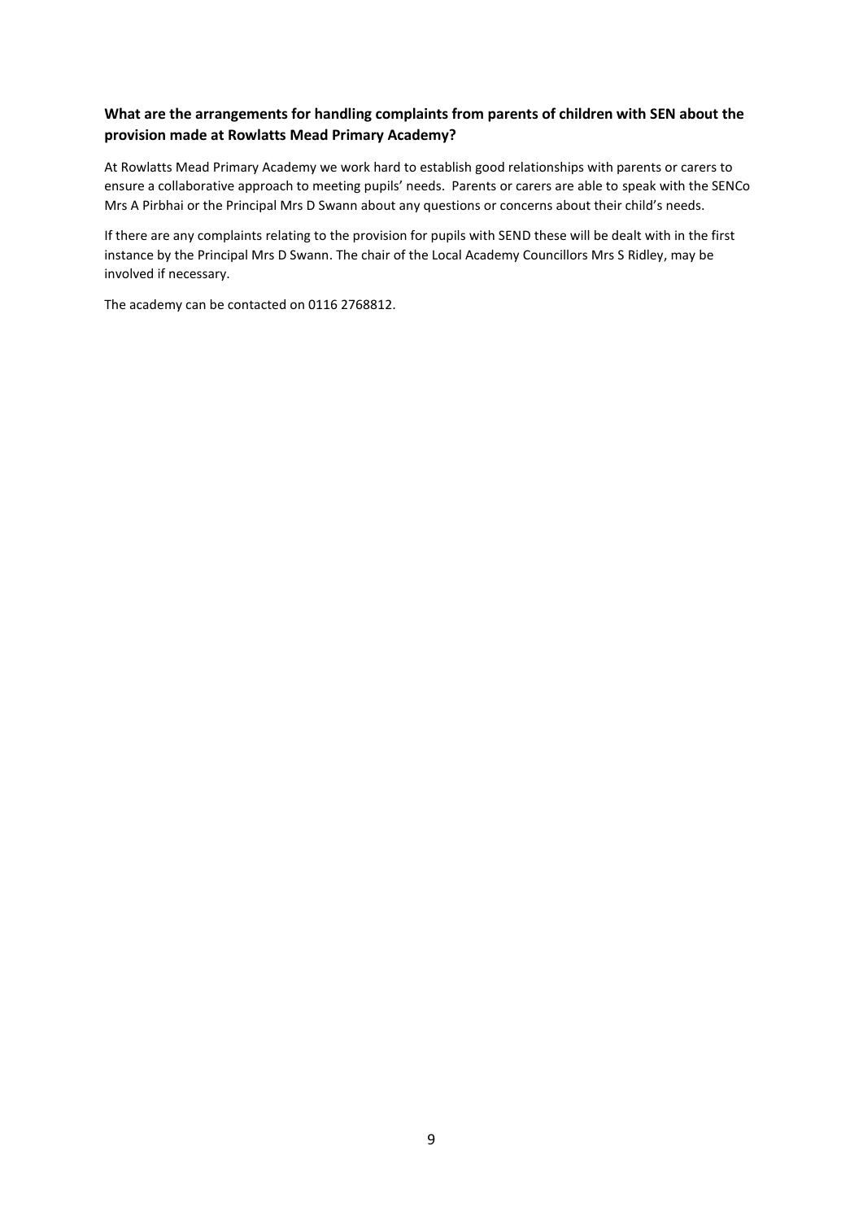**What are the arrangements for handling complaints from parents of children with SEN about the provision made at Rowlatts Mead Primary Academy?**

At Rowlatts Mead Primary Academy we work hard to establish good relationships with parents or carers to ensure a collaborative approach to meeting pupils' needs. Parents or carers are able to speak with the SENCo Mrs A Pirbhai or the Principal Mrs D Swann about any questions or concerns about their child's needs.

If there are any complaints relating to the provision for pupils with SEND these will be dealt with in the first instance by the Principal Mrs D Swann. The chair of the Local Academy Councillors Mrs S Ridley, may be involved if necessary.

The academy can be contacted on 0116 2768812.